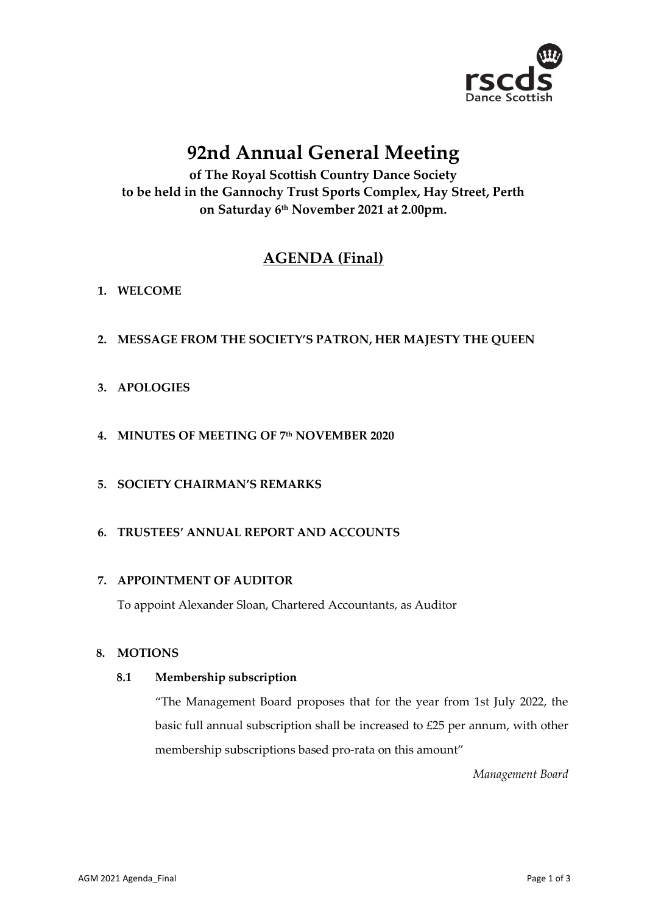# 92nd Annual General Meeting

**of The Royal Scottish Country Dance Society**
**to be held in the Gannochy Trust Sports Complex, Hay Street, Perth**
**on Saturday 6th November 2021 at 2.00pm.**

## AGENDA (Final)

1. **WELCOME**

2. **MESSAGE FROM THE SOCIETY'S PATRON, HER MAJESTY THE QUEEN**

3. **APOLOGIES**

4. **MINUTES OF MEETING OF 7th NOVEMBER 2020**

5. **SOCIETY CHAIRMAN'S REMARKS**

6. **TRUSTEES' ANNUAL REPORT AND ACCOUNTS**

7. **APPOINTMENT OF AUDITOR**

   To appoint Alexander Sloan, Chartered Accountants, as Auditor

8. **MOTIONS**

   **8.1 Membership subscription**

   "The Management Board proposes that for the year from 1st July 2022, the basic full annual subscription shall be increased to £25 per annum, with other membership subscriptions based pro-rata on this amount"

   *Management Board*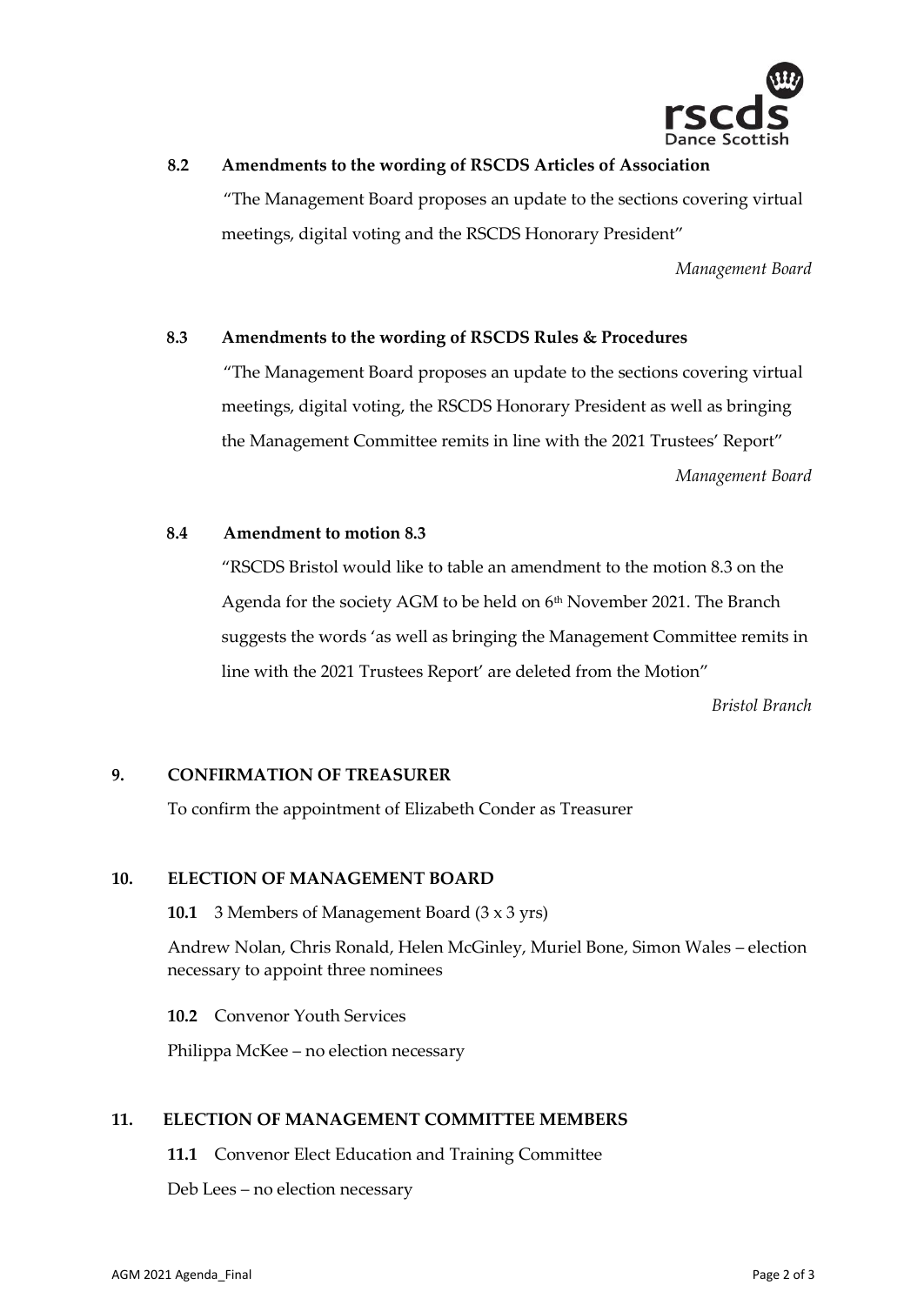**8.2 Amendments to the wording of RSCDS Articles of Association**

"The Management Board proposes an update to the sections covering virtual meetings, digital voting and the RSCDS Honorary President"

*Management Board*

**8.3 Amendments to the wording of RSCDS Rules & Procedures**

"The Management Board proposes an update to the sections covering virtual meetings, digital voting, the RSCDS Honorary President as well as bringing the Management Committee remits in line with the 2021 Trustees' Report"

*Management Board*

**8.4 Amendment to motion 8.3**

"RSCDS Bristol would like to table an amendment to the motion 8.3 on the Agenda for the society AGM to be held on 6th November 2021. The Branch suggests the words 'as well as bringing the Management Committee remits in line with the 2021 Trustees Report' are deleted from the Motion"

*Bristol Branch*

## 9. CONFIRMATION OF TREASURER

To confirm the appointment of Elizabeth Conder as Treasurer

## 10. ELECTION OF MANAGEMENT BOARD

**10.1** 3 Members of Management Board (3 x 3 yrs)

Andrew Nolan, Chris Ronald, Helen McGinley, Muriel Bone, Simon Wales – election necessary to appoint three nominees

**10.2** Convenor Youth Services

Philippa McKee – no election necessary

## 11. ELECTION OF MANAGEMENT COMMITTEE MEMBERS

**11.1** Convenor Elect Education and Training Committee

Deb Lees – no election necessary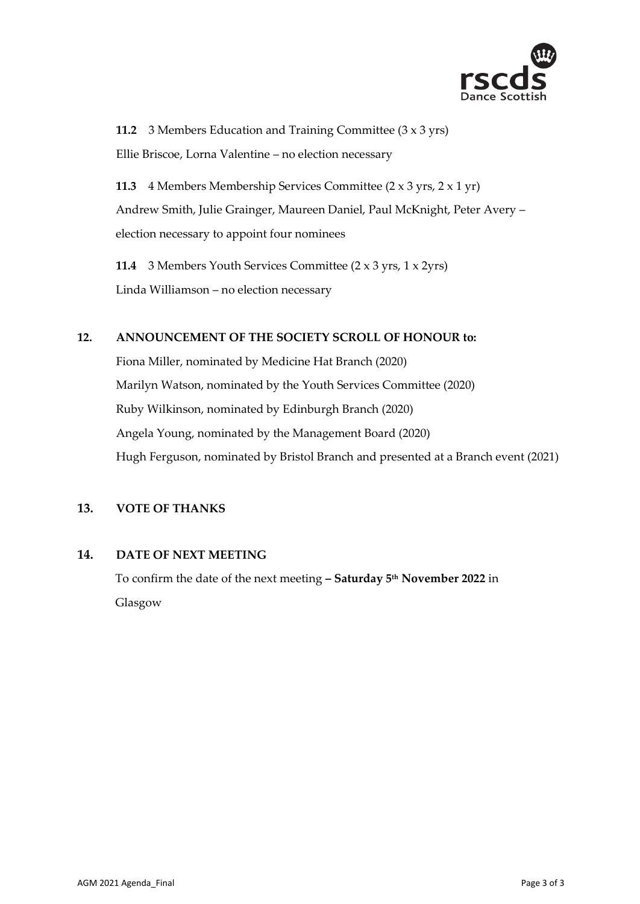**11.2** 3 Members Education and Training Committee (3 x 3 yrs)

Ellie Briscoe, Lorna Valentine – no election necessary

**11.3** 4 Members Membership Services Committee (2 x 3 yrs, 2 x 1 yr)

Andrew Smith, Julie Grainger, Maureen Daniel, Paul McKnight, Peter Avery – election necessary to appoint four nominees

**11.4** 3 Members Youth Services Committee (2 x 3 yrs, 1 x 2yrs)

Linda Williamson – no election necessary

## 12. ANNOUNCEMENT OF THE SOCIETY SCROLL OF HONOUR to:

Fiona Miller, nominated by Medicine Hat Branch (2020)

Marilyn Watson, nominated by the Youth Services Committee (2020)

Ruby Wilkinson, nominated by Edinburgh Branch (2020)

Angela Young, nominated by the Management Board (2020)

Hugh Ferguson, nominated by Bristol Branch and presented at a Branch event (2021)

## 13. VOTE OF THANKS

## 14. DATE OF NEXT MEETING

To confirm the date of the next meeting **– Saturday 5th November 2022** in Glasgow